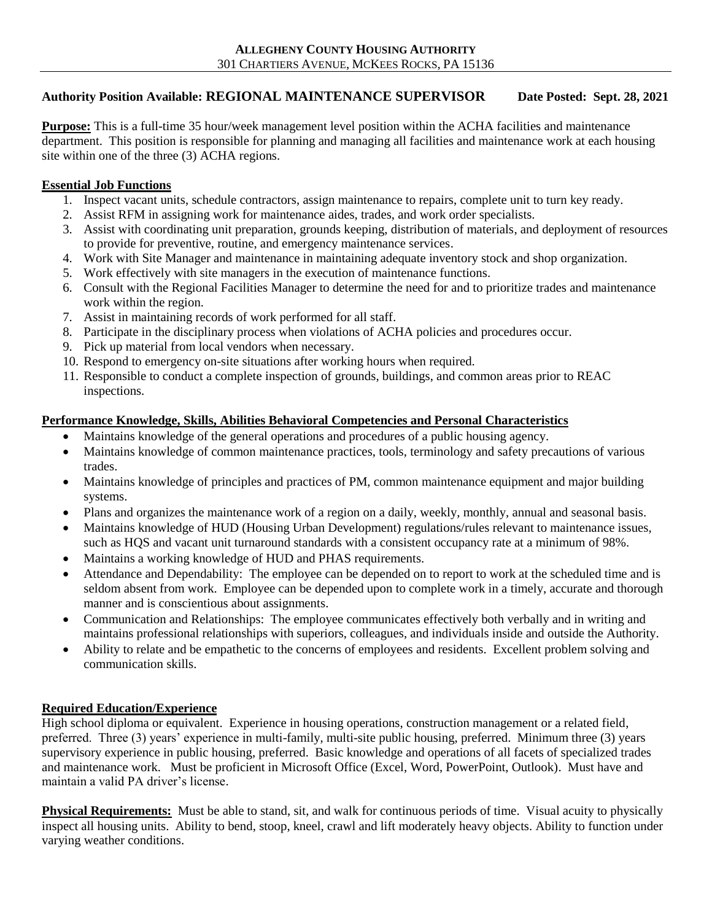**ALLEGHENY COUNTY HOUSING AUTHORITY**
301 CHARTIERS AVENUE, MCKEES ROCKS, PA 15136

**Authority Position Available: REGIONAL MAINTENANCE SUPERVISOR** **Date Posted: Sept. 28, 2021**

**Purpose:** This is a full-time 35 hour/week management level position within the ACHA facilities and maintenance department. This position is responsible for planning and managing all facilities and maintenance work at each housing site within one of the three (3) ACHA regions.

## Essential Job Functions

1. Inspect vacant units, schedule contractors, assign maintenance to repairs, complete unit to turn key ready.
2. Assist RFM in assigning work for maintenance aides, trades, and work order specialists.
3. Assist with coordinating unit preparation, grounds keeping, distribution of materials, and deployment of resources to provide for preventive, routine, and emergency maintenance services.
4. Work with Site Manager and maintenance in maintaining adequate inventory stock and shop organization.
5. Work effectively with site managers in the execution of maintenance functions.
6. Consult with the Regional Facilities Manager to determine the need for and to prioritize trades and maintenance work within the region.
7. Assist in maintaining records of work performed for all staff.
8. Participate in the disciplinary process when violations of ACHA policies and procedures occur.
9. Pick up material from local vendors when necessary.
10. Respond to emergency on-site situations after working hours when required.
11. Responsible to conduct a complete inspection of grounds, buildings, and common areas prior to REAC inspections.

## Performance Knowledge, Skills, Abilities Behavioral Competencies and Personal Characteristics

- Maintains knowledge of the general operations and procedures of a public housing agency.
- Maintains knowledge of common maintenance practices, tools, terminology and safety precautions of various trades.
- Maintains knowledge of principles and practices of PM, common maintenance equipment and major building systems.
- Plans and organizes the maintenance work of a region on a daily, weekly, monthly, annual and seasonal basis.
- Maintains knowledge of HUD (Housing Urban Development) regulations/rules relevant to maintenance issues, such as HQS and vacant unit turnaround standards with a consistent occupancy rate at a minimum of 98%.
- Maintains a working knowledge of HUD and PHAS requirements.
- Attendance and Dependability: The employee can be depended on to report to work at the scheduled time and is seldom absent from work. Employee can be depended upon to complete work in a timely, accurate and thorough manner and is conscientious about assignments.
- Communication and Relationships: The employee communicates effectively both verbally and in writing and maintains professional relationships with superiors, colleagues, and individuals inside and outside the Authority.
- Ability to relate and be empathetic to the concerns of employees and residents. Excellent problem solving and communication skills.

## Required Education/Experience

High school diploma or equivalent. Experience in housing operations, construction management or a related field, preferred. Three (3) years' experience in multi-family, multi-site public housing, preferred. Minimum three (3) years supervisory experience in public housing, preferred. Basic knowledge and operations of all facets of specialized trades and maintenance work. Must be proficient in Microsoft Office (Excel, Word, PowerPoint, Outlook). Must have and maintain a valid PA driver's license.

**Physical Requirements:** Must be able to stand, sit, and walk for continuous periods of time. Visual acuity to physically inspect all housing units. Ability to bend, stoop, kneel, crawl and lift moderately heavy objects. Ability to function under varying weather conditions.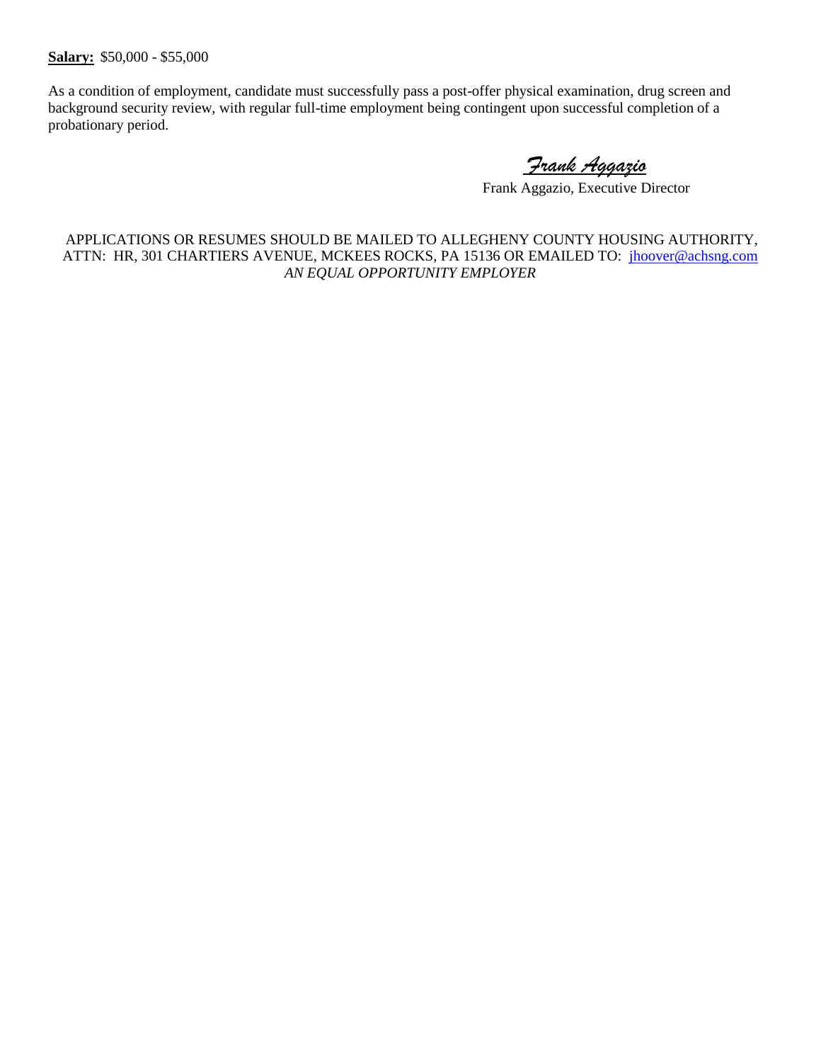**Salary:** $50,000 - $55,000

As a condition of employment, candidate must successfully pass a post-offer physical examination, drug screen and background security review, with regular full-time employment being contingent upon successful completion of a probationary period.

*Frank Aggazio*

Frank Aggazio, Executive Director

APPLICATIONS OR RESUMES SHOULD BE MAILED TO ALLEGHENY COUNTY HOUSING AUTHORITY, ATTN: HR, 301 CHARTIERS AVENUE, MCKEES ROCKS, PA 15136 OR EMAILED TO: jhoover@achsng.com

*AN EQUAL OPPORTUNITY EMPLOYER*